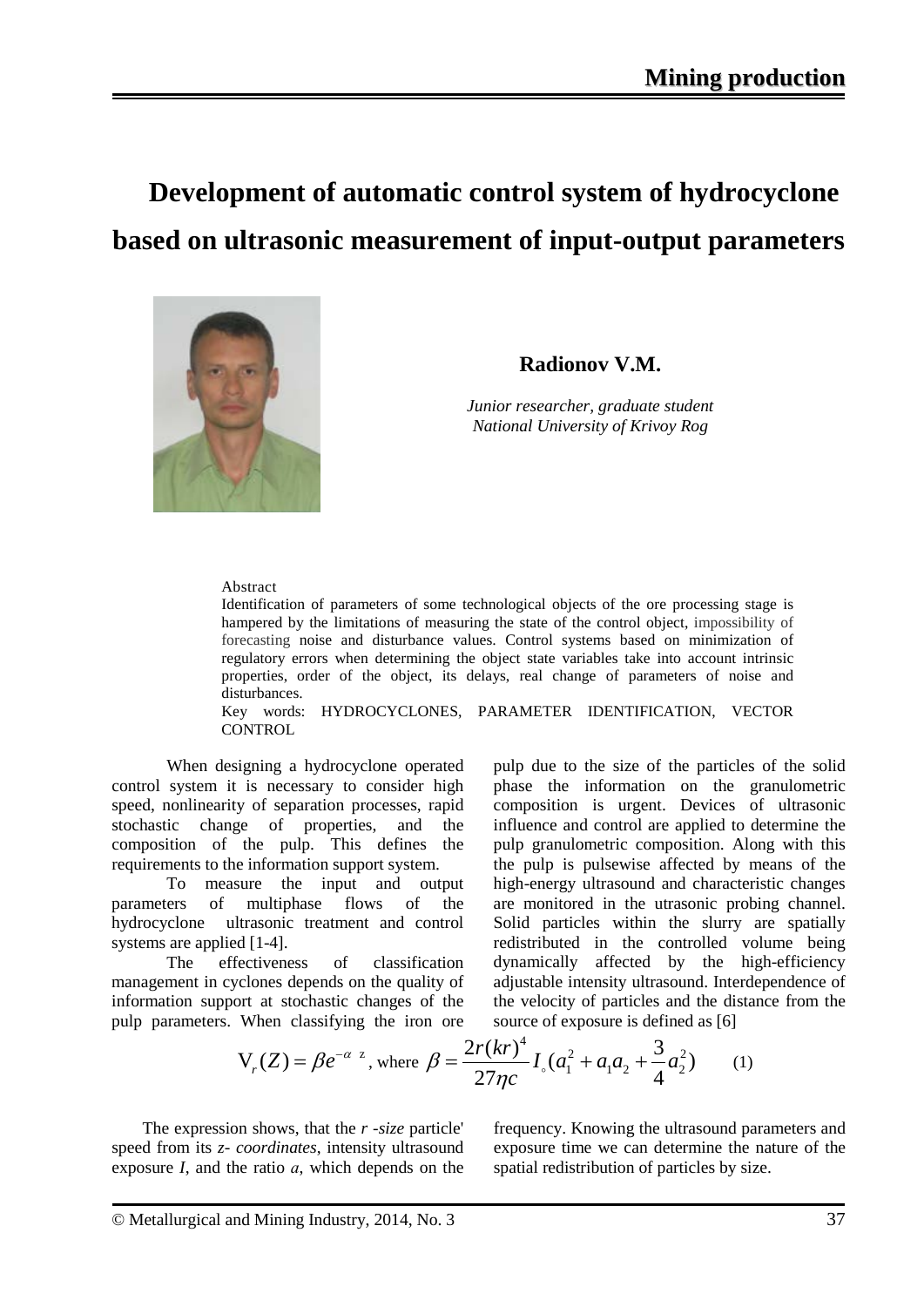# Development of automatic control system of hydrocyclone based on ultrasonic measurement of input-output parameters

**Radionov V.M.**

*Junior researcher, graduate student*
*National University of Krivoy Rog*

Abstract

Identification of parameters of some technological objects of the ore processing stage is hampered by the limitations of measuring the state of the control object, impossibility of forecasting noise and disturbance values. Control systems based on minimization of regulatory errors when determining the object state variables take into account intrinsic properties, order of the object, its delays, real change of parameters of noise and disturbances.

Key words: HYDROCYCLONES, PARAMETER IDENTIFICATION, VECTOR CONTROL

When designing a hydrocyclone operated control system it is necessary to consider high speed, nonlinearity of separation processes, rapid stochastic change of properties, and the composition of the pulp. This defines the requirements to the information support system.

To measure the input and output parameters of multiphase flows of the hydrocyclone ultrasonic treatment and control systems are applied [1-4].

The effectiveness of classification management in cyclones depends on the quality of information support at stochastic changes of the pulp parameters. When classifying the iron ore pulp due to the size of the particles of the solid phase the information on the granulometric composition is urgent. Devices of ultrasonic influence and control are applied to determine the pulp granulometric composition. Along with this the pulp is pulsewise affected by means of the high-energy ultrasound and characteristic changes are monitored in the utrasonic probing channel. Solid particles within the slurry are spatially redistributed in the controlled volume being dynamically affected by the high-efficiency adjustable intensity ultrasound. Interdependence of the velocity of particles and the distance from the source of exposure is defined as [6]

$$V_r(Z) = \beta e^{-\alpha z}, \text{ where } \beta = \frac{2r(kr)^4}{27\eta c} I_\circ (a_1^2 + a_1 a_2 + \frac{3}{4} a_2^2) \qquad (1)$$

The expression shows, that the *r -size* particle' speed from its *z- coordinates*, intensity ultrasound exposure *I*, and the ratio *a*, which depends on the frequency. Knowing the ultrasound parameters and exposure time we can determine the nature of the spatial redistribution of particles by size.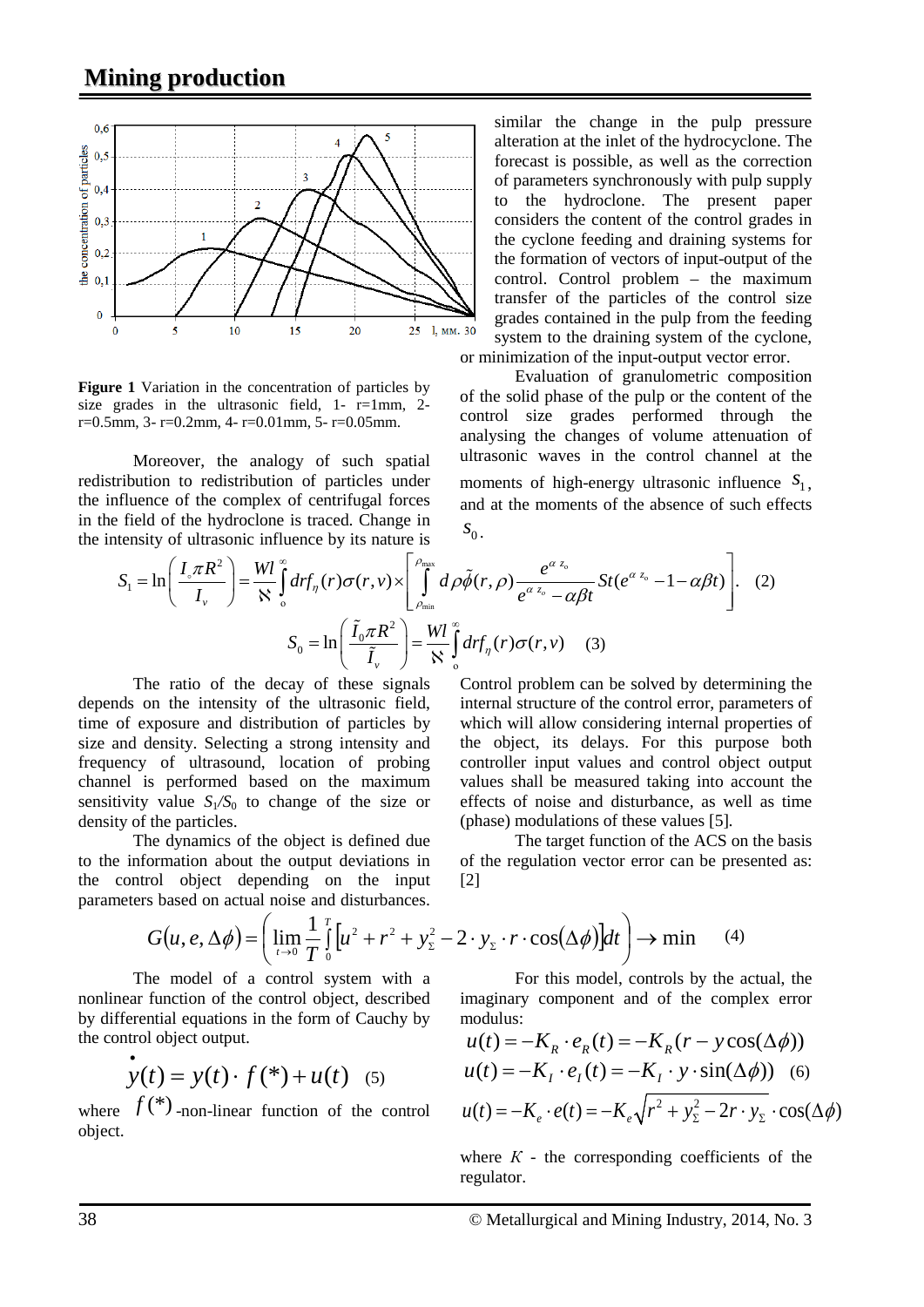**Figure 1** Variation in the concentration of particles by size grades in the ultrasonic field, 1- r=1mm, 2- r=0.5mm, 3- r=0.2mm, 4- r=0.01mm, 5- r=0.05mm.

Moreover, the analogy of such spatial redistribution to redistribution of particles under the influence of the complex of centrifugal forces in the field of the hydroclone is traced. Change in the intensity of ultrasonic influence by its nature is similar the change in the pulp pressure alteration at the inlet of the hydrocyclone. The forecast is possible, as well as the correction of parameters synchronously with pulp supply to the hydroclone. The present paper considers the content of the control grades in the cyclone feeding and draining systems for the formation of vectors of input-output of the control. Control problem – the maximum transfer of the particles of the control size grades contained in the pulp from the feeding system to the draining system of the cyclone, or minimization of the input-output vector error.

Evaluation of granulometric composition of the solid phase of the pulp or the content of the control size grades performed through the analysing the changes of volume attenuation of ultrasonic waves in the control channel at the moments of high-energy ultrasonic influence $S_1$, and at the moments of the absence of such effects $S_0$.

$$S_1 = \ln\left(\frac{I_\circ \pi R^2}{I_v}\right) = \frac{Wl}{\aleph}\int_0^\infty dr f_\eta(r)\sigma(r,v) \times \left[\int_{\rho_{\min}}^{\rho_{\max}} d\rho \tilde{\phi}(r,\rho)\frac{e^{\alpha z_o}}{e^{\alpha z_o} - \alpha\beta t} St(e^{\alpha z_o} - 1 - \alpha\beta t)\right]. \quad (2)$$

$$S_0 = \ln\left(\frac{\tilde{I}_0 \pi R^2}{\tilde{I}_v}\right) = \frac{Wl}{\aleph}\int_0^\infty dr f_\eta(r)\sigma(r,v) \quad (3)$$

The ratio of the decay of these signals depends on the intensity of the ultrasonic field, time of exposure and distribution of particles by size and density. Selecting a strong intensity and frequency of ultrasound, location of probing channel is performed based on the maximum sensitivity value $S_1/S_0$ to change of the size or density of the particles.

The dynamics of the object is defined due to the information about the output deviations in the control object depending on the input parameters based on actual noise and disturbances.

Control problem can be solved by determining the internal structure of the control error, parameters of which will allow considering internal properties of the object, its delays. For this purpose both controller input values and control object output values shall be measured taking into account the effects of noise and disturbance, as well as time (phase) modulations of these values [5].

The target function of the ACS on the basis of the regulation vector error can be presented as: [2]

$$G(u, e, \Delta\phi) = \left(\lim_{t\to 0}\frac{1}{T}\int_0^T \left[u^2 + r^2 + y_\Sigma^2 - 2\cdot y_\Sigma \cdot r\cdot \cos(\Delta\phi)\right]dt\right) \to \min \quad (4)$$

The model of a control system with a nonlinear function of the control object, described by differential equations in the form of Cauchy by the control object output.

$$\dot{y}(t) = y(t)\cdot f(*) + u(t) \quad (5)$$

where $f(*)$ -non-linear function of the control object.

For this model, controls by the actual, the imaginary component and of the complex error modulus:

$$u(t) = -K_R \cdot e_R(t) = -K_R(r - y\cos(\Delta\phi))$$

$$u(t) = -K_I \cdot e_I(t) = -K_I \cdot y\cdot \sin(\Delta\phi)) \quad (6)$$

$$u(t) = -K_e \cdot e(t) = -K_e\sqrt{r^2 + y_\Sigma^2 - 2r\cdot y_\Sigma} \cdot \cos(\Delta\phi)$$

where $K$ - the corresponding coefficients of the regulator.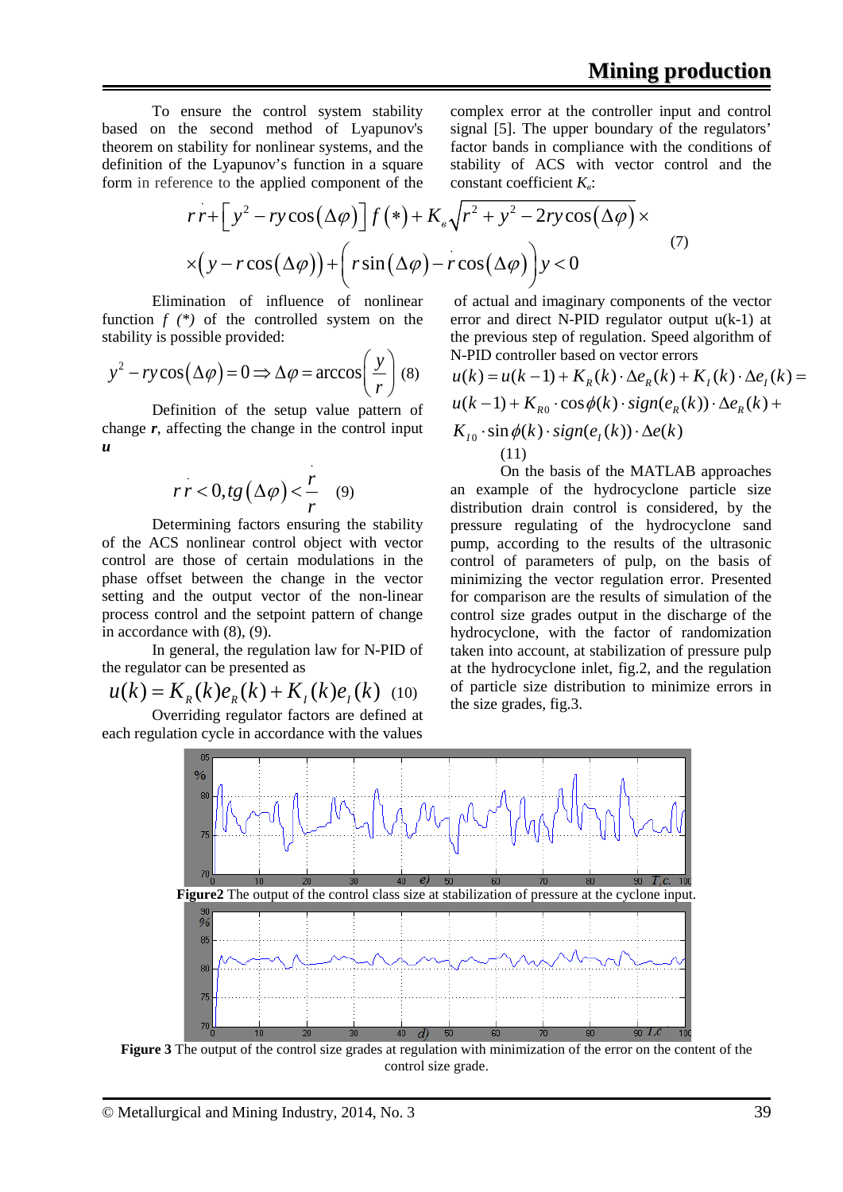To ensure the control system stability based on the second method of Lyapunov's theorem on stability for nonlinear systems, and the definition of the Lyapunov's function in a square form in reference to the applied component of the complex error at the controller input and control signal [5]. The upper boundary of the regulators' factor bands in compliance with the conditions of stability of ACS with vector control and the constant coefficient $K_в$:

$$
\begin{aligned}
& r\dot{r}+\left[y^2-ry\cos(\Delta\varphi)\right]f(*)+K_в\sqrt{r^2+y^2-2ry\cos(\Delta\varphi)}\times \\
& \times\left(y-r\cos(\Delta\varphi)\right)+\left(r\sin(\Delta\varphi)-\dot{r}\cos(\Delta\varphi)\right)y<0
\end{aligned} \tag{7}
$$

Elimination of influence of nonlinear function *f (\*)* of the controlled system on the stability is possible provided:

$$
y^2-ry\cos(\Delta\varphi)=0\Rightarrow\Delta\varphi=\arccos\left(\frac{y}{r}\right) \tag{8}
$$

Definition of the setup value pattern of change ***r***, affecting the change in the control input ***u***

$$
r\dot{r}<0, tg(\Delta\varphi)<\frac{\dot{r}}{r} \tag{9}
$$

Determining factors ensuring the stability of the ACS nonlinear control object with vector control are those of certain modulations in the phase offset between the change in the vector setting and the output vector of the non-linear process control and the setpoint pattern of change in accordance with (8), (9).

In general, the regulation law for N-PID of the regulator can be presented as

$$
u(k)=K_R(k)e_R(k)+K_I(k)e_I(k) \tag{10}
$$

Overriding regulator factors are defined at each regulation cycle in accordance with the values of actual and imaginary components of the vector error and direct N-PID regulator output u(k-1) at the previous step of regulation. Speed algorithm of N-PID controller based on vector errors

$$
\begin{aligned}
& u(k)=u(k-1)+K_R(k)\cdot\Delta e_R(k)+K_I(k)\cdot\Delta e_I(k)= \\
& u(k-1)+K_{R0}\cdot\cos\phi(k)\cdot sign(e_R(k))\cdot\Delta e_R(k)+ \\
& K_{I0}\cdot\sin\phi(k)\cdot sign(e_I(k))\cdot\Delta e(k)
\end{aligned} \tag{11}
$$

On the basis of the MATLAB approaches an example of the hydrocyclone particle size distribution drain control is considered, by the pressure regulating of the hydrocyclone sand pump, according to the results of the ultrasonic control of parameters of pulp, on the basis of minimizing the vector regulation error. Presented for comparison are the results of simulation of the control size grades output in the discharge of the hydrocyclone, with the factor of randomization taken into account, at stabilization of pressure pulp at the hydrocyclone inlet, fig.2, and the regulation of particle size distribution to minimize errors in the size grades, fig.3.

**Figure2** The output of the control class size at stabilization of pressure at the cyclone input.

**Figure 3** The output of the control size grades at regulation with minimization of the error on the content of the control size grade.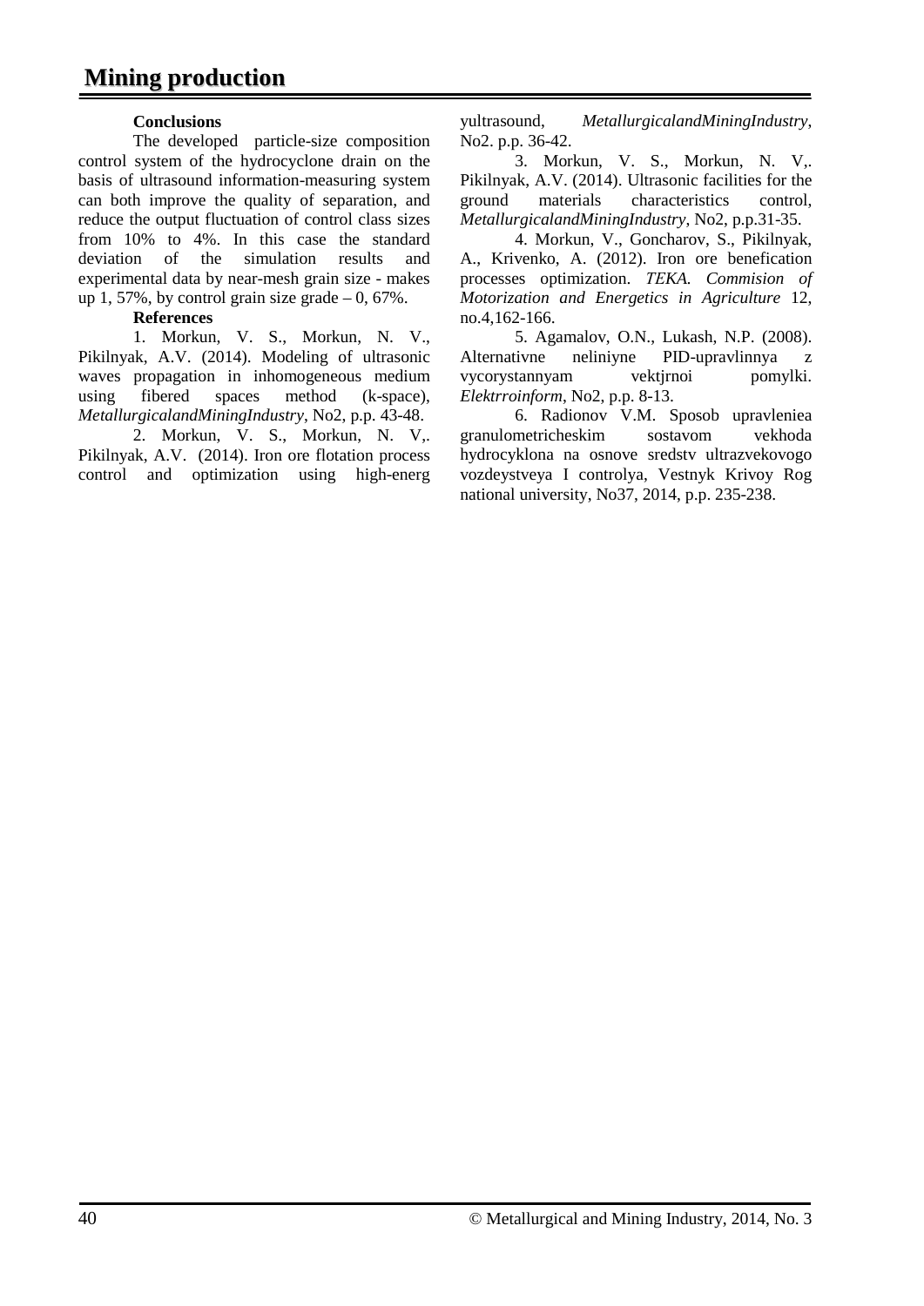**Conclusions**

The developed particle-size composition control system of the hydrocyclone drain on the basis of ultrasound information-measuring system can both improve the quality of separation, and reduce the output fluctuation of control class sizes from 10% to 4%. In this case the standard deviation of the simulation results and experimental data by near-mesh grain size - makes up 1, 57%, by control grain size grade – 0, 67%.

**References**

1. Morkun, V. S., Morkun, N. V., Pikilnyak, A.V. (2014). Modeling of ultrasonic waves propagation in inhomogeneous medium using fibered spaces method (k-space), *MetallurgicalandMiningIndustry*, No2, p.p. 43-48.

2. Morkun, V. S., Morkun, N. V,. Pikilnyak, A.V. (2014). Iron ore flotation process control and optimization using high-energ yultrasound, *MetallurgicalandMiningIndustry*, No2. p.p. 36-42.

3. Morkun, V. S., Morkun, N. V,. Pikilnyak, A.V. (2014). Ultrasonic facilities for the ground materials characteristics control, *MetallurgicalandMiningIndustry*, No2, p.p.31-35.

4. Morkun, V., Goncharov, S., Pikilnyak, A., Krivenko, A. (2012). Iron ore benefication processes optimization. *TEKA. Commision of Motorization and Energetics in Agriculture* 12, no.4,162-166.

5. Agamalov, O.N., Lukash, N.P. (2008). Alternativne neliniyne PID-upravlinnya z vycorystannyam vektjrnoi pomylki. *Elektrroinform*, No2, p.p. 8-13.

6. Radionov V.M. Sposob upravleniea granulometricheskim sostavom vekhoda hydrocyklona na osnove sredstv ultrazvekovogo vozdeystveya I controlya, Vestnyk Krivoy Rog national university, No37, 2014, p.p. 235-238.